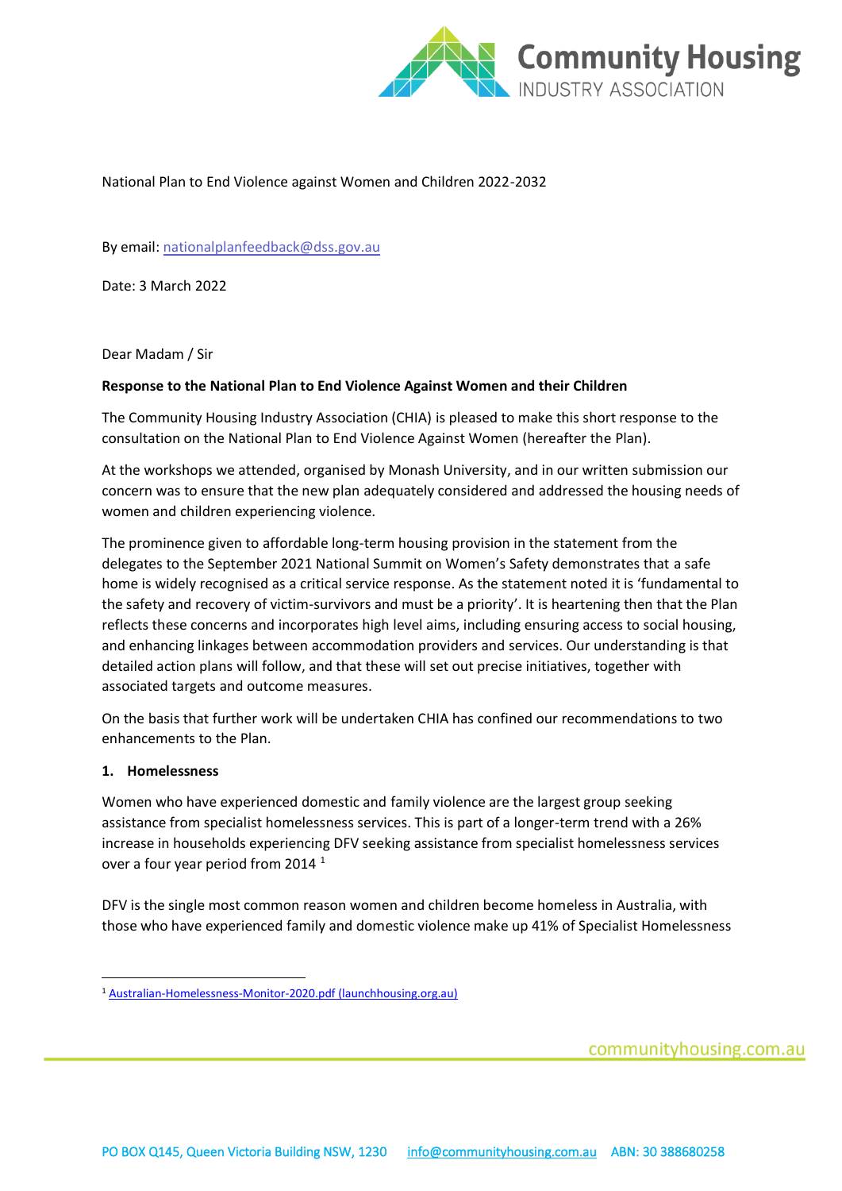National Plan to End Violence against Women and Children 2022-2032

By email: nationalplanfeedback@dss.gov.au

Date: 3 March 2022

Dear Madam / Sir

**Response to the National Plan to End Violence Against Women and their Children**

The Community Housing Industry Association (CHIA) is pleased to make this short response to the consultation on the National Plan to End Violence Against Women (hereafter the Plan).

At the workshops we attended, organised by Monash University, and in our written submission our concern was to ensure that the new plan adequately considered and addressed the housing needs of women and children experiencing violence.

The prominence given to affordable long-term housing provision in the statement from the delegates to the September 2021 National Summit on Women's Safety demonstrates that a safe home is widely recognised as a critical service response. As the statement noted it is 'fundamental to the safety and recovery of victim-survivors and must be a priority'. It is heartening then that the Plan reflects these concerns and incorporates high level aims, including ensuring access to social housing, and enhancing linkages between accommodation providers and services. Our understanding is that detailed action plans will follow, and that these will set out precise initiatives, together with associated targets and outcome measures.

On the basis that further work will be undertaken CHIA has confined our recommendations to two enhancements to the Plan.

**1. Homelessness**

Women who have experienced domestic and family violence are the largest group seeking assistance from specialist homelessness services. This is part of a longer-term trend with a 26% increase in households experiencing DFV seeking assistance from specialist homelessness services over a four year period from 2014 [1]

DFV is the single most common reason women and children become homeless in Australia, with those who have experienced family and domestic violence make up 41% of Specialist Homelessness

[1] Australian-Homelessness-Monitor-2020.pdf (launchhousing.org.au)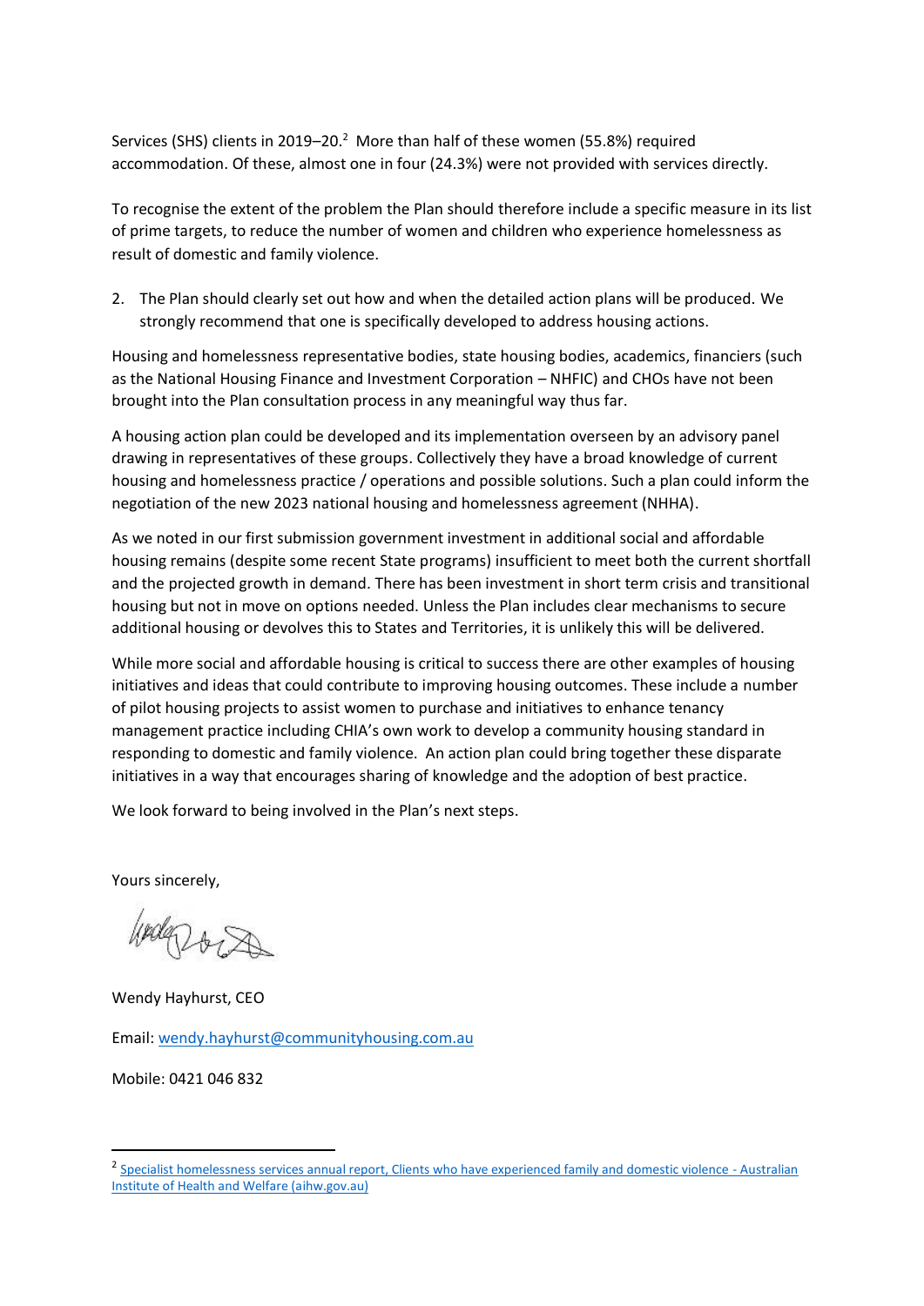Services (SHS) clients in 2019–20.[2] More than half of these women (55.8%) required accommodation. Of these, almost one in four (24.3%) were not provided with services directly.

To recognise the extent of the problem the Plan should therefore include a specific measure in its list of prime targets, to reduce the number of women and children who experience homelessness as result of domestic and family violence.

2. The Plan should clearly set out how and when the detailed action plans will be produced. We strongly recommend that one is specifically developed to address housing actions.

Housing and homelessness representative bodies, state housing bodies, academics, financiers (such as the National Housing Finance and Investment Corporation – NHFIC) and CHOs have not been brought into the Plan consultation process in any meaningful way thus far.

A housing action plan could be developed and its implementation overseen by an advisory panel drawing in representatives of these groups. Collectively they have a broad knowledge of current housing and homelessness practice / operations and possible solutions. Such a plan could inform the negotiation of the new 2023 national housing and homelessness agreement (NHHA).

As we noted in our first submission government investment in additional social and affordable housing remains (despite some recent State programs) insufficient to meet both the current shortfall and the projected growth in demand. There has been investment in short term crisis and transitional housing but not in move on options needed. Unless the Plan includes clear mechanisms to secure additional housing or devolves this to States and Territories, it is unlikely this will be delivered.

While more social and affordable housing is critical to success there are other examples of housing initiatives and ideas that could contribute to improving housing outcomes. These include a number of pilot housing projects to assist women to purchase and initiatives to enhance tenancy management practice including CHIA's own work to develop a community housing standard in responding to domestic and family violence. An action plan could bring together these disparate initiatives in a way that encourages sharing of knowledge and the adoption of best practice.

We look forward to being involved in the Plan's next steps.

Yours sincerely,

Wendy Hayhurst, CEO

Email: [wendy.hayhurst@communityhousing.com.au](mailto:wendy.hayhurst@communityhousing.com.au)

Mobile: 0421 046 832

---

[2] Specialist homelessness services annual report, Clients who have experienced family and domestic violence - Australian Institute of Health and Welfare (aihw.gov.au)